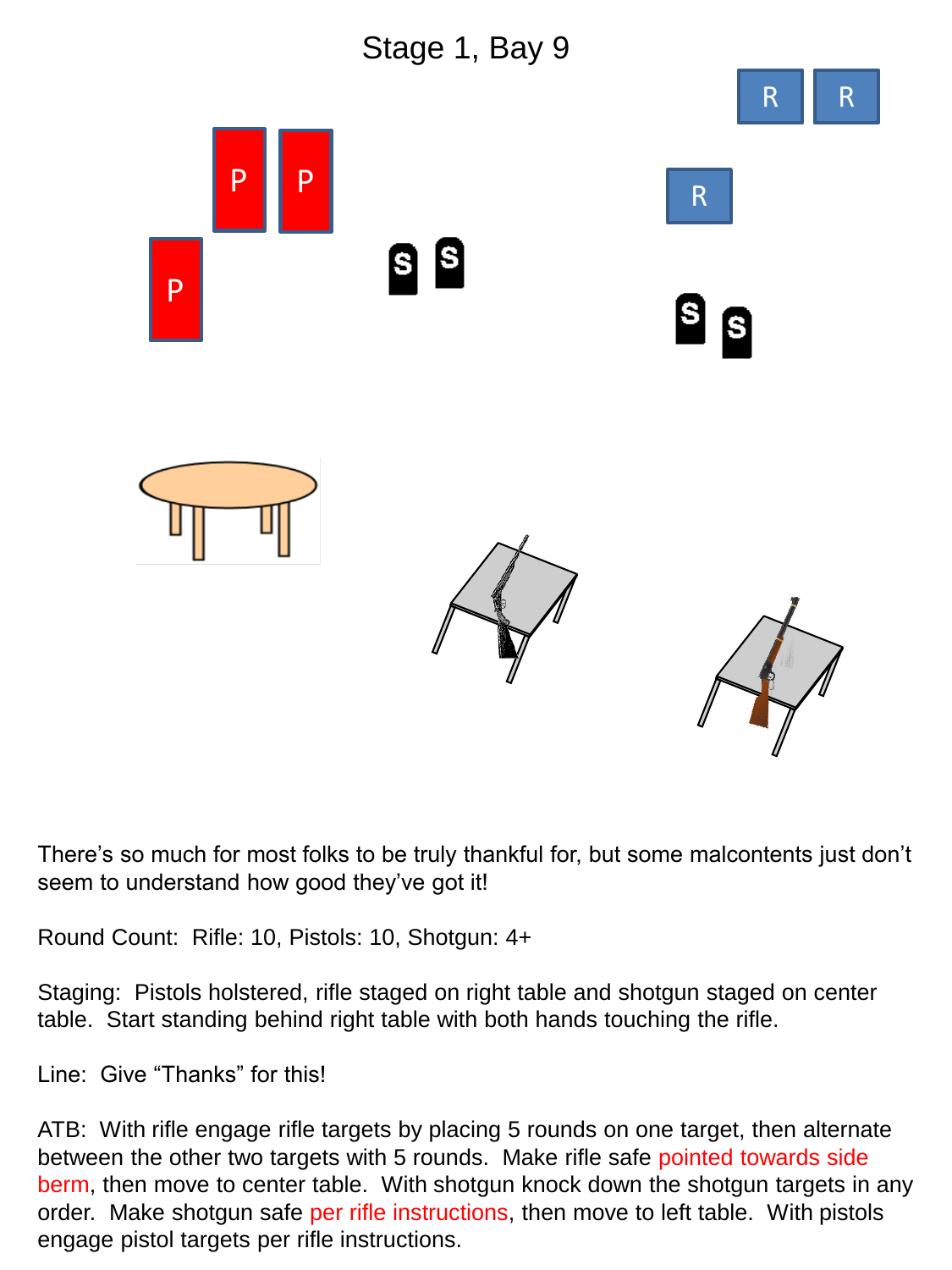# Stage 1, Bay 9

There's so much for most folks to be truly thankful for, but some malcontents just don't seem to understand how good they've got it!

Round Count: Rifle: 10, Pistols: 10, Shotgun: 4+

Staging: Pistols holstered, rifle staged on right table and shotgun staged on center table. Start standing behind right table with both hands touching the rifle.

Line: Give "Thanks" for this!

ATB: With rifle engage rifle targets by placing 5 rounds on one target, then alternate between the other two targets with 5 rounds. Make rifle safe pointed towards side berm, then move to center table. With shotgun knock down the shotgun targets in any order. Make shotgun safe per rifle instructions, then move to left table. With pistols engage pistol targets per rifle instructions.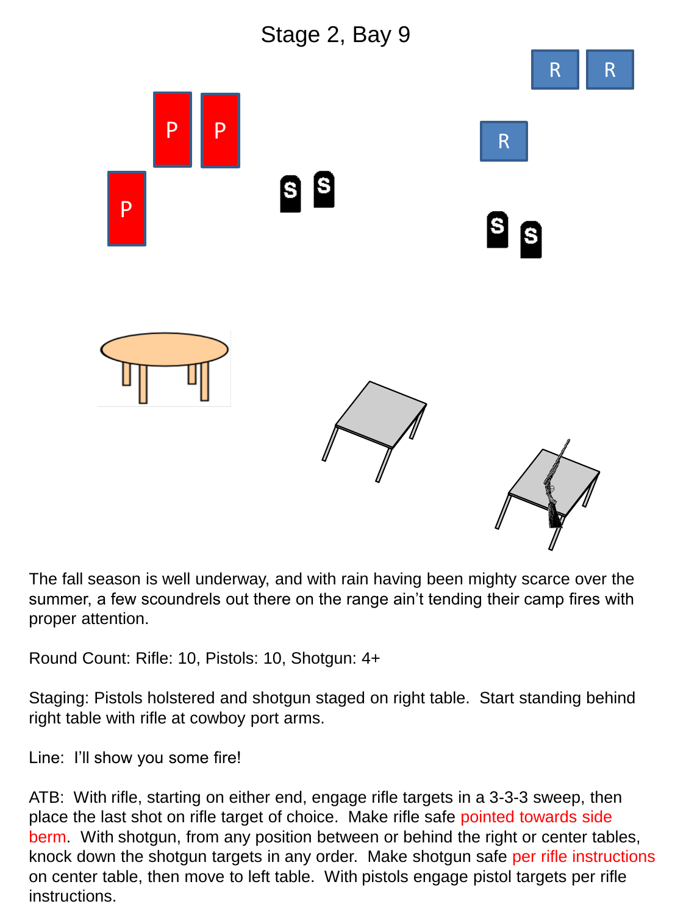# Stage 2, Bay 9

The fall season is well underway, and with rain having been mighty scarce over the summer, a few scoundrels out there on the range ain't tending their camp fires with proper attention.

Round Count: Rifle: 10, Pistols: 10, Shotgun: 4+

Staging: Pistols holstered and shotgun staged on right table. Start standing behind right table with rifle at cowboy port arms.

Line: I'll show you some fire!

ATB: With rifle, starting on either end, engage rifle targets in a 3-3-3 sweep, then place the last shot on rifle target of choice. Make rifle safe pointed towards side berm. With shotgun, from any position between or behind the right or center tables, knock down the shotgun targets in any order. Make shotgun safe per rifle instructions on center table, then move to left table. With pistols engage pistol targets per rifle instructions.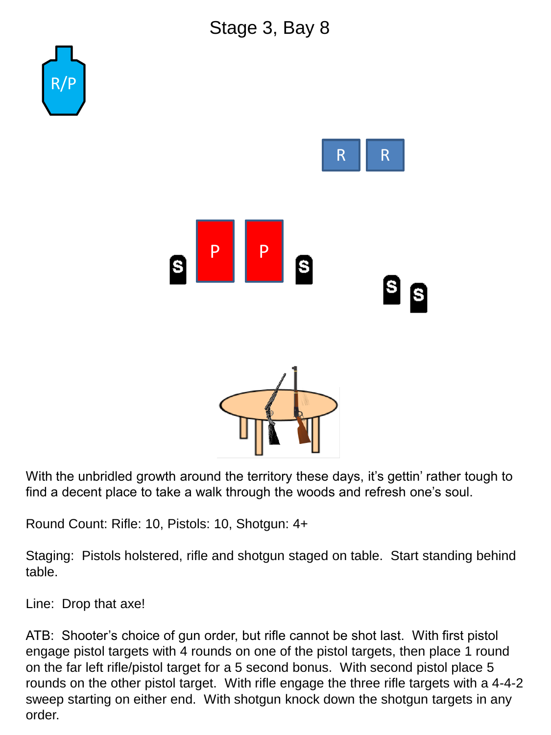# Stage 3, Bay 8

R/P

R R

S P P S

S S

With the unbridled growth around the territory these days, it's gettin' rather tough to find a decent place to take a walk through the woods and refresh one's soul.

Round Count: Rifle: 10, Pistols: 10, Shotgun: 4+

Staging: Pistols holstered, rifle and shotgun staged on table. Start standing behind table.

Line: Drop that axe!

ATB: Shooter's choice of gun order, but rifle cannot be shot last. With first pistol engage pistol targets with 4 rounds on one of the pistol targets, then place 1 round on the far left rifle/pistol target for a 5 second bonus. With second pistol place 5 rounds on the other pistol target. With rifle engage the three rifle targets with a 4-4-2 sweep starting on either end. With shotgun knock down the shotgun targets in any order.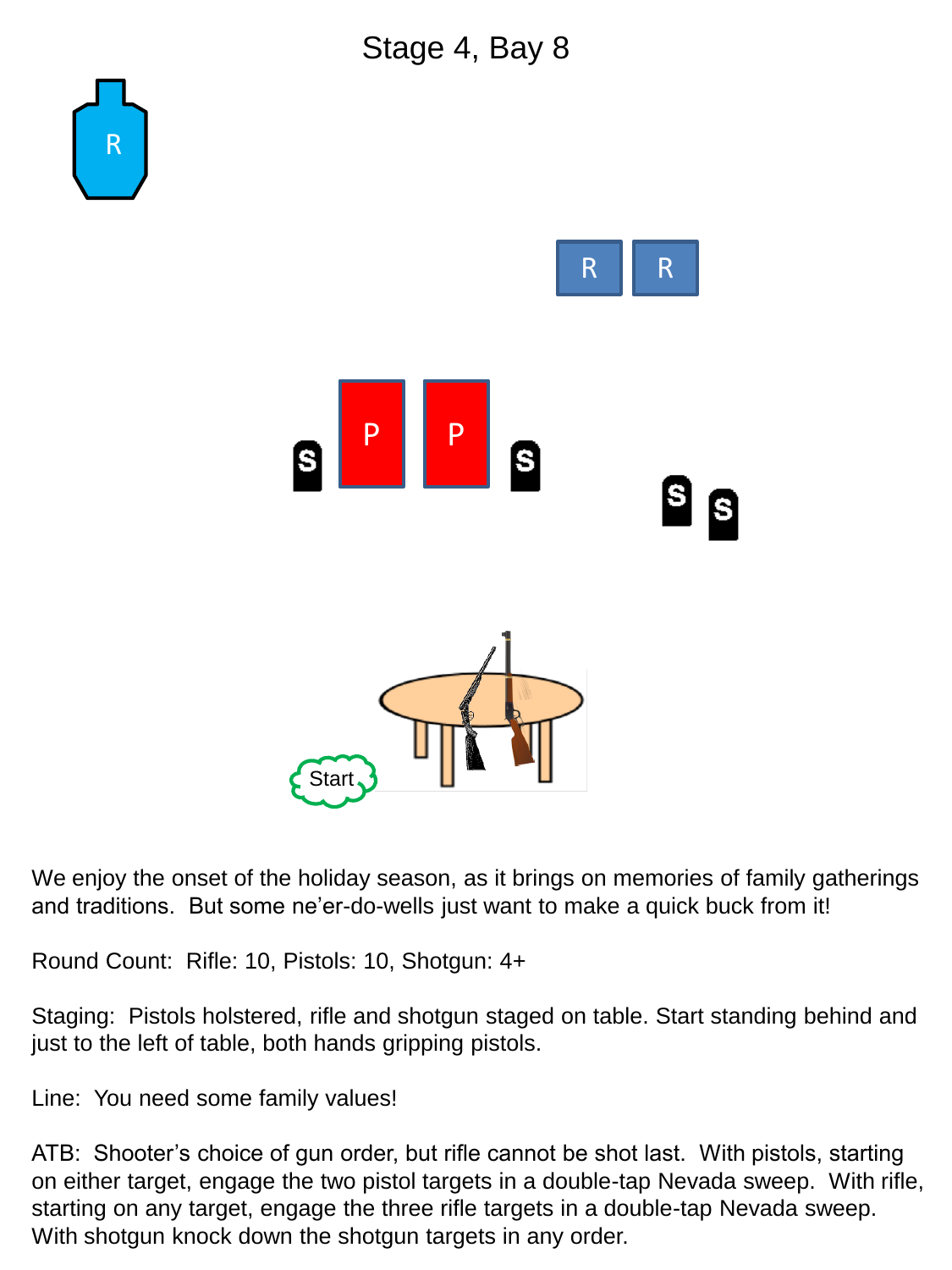# Stage 4, Bay 8

We enjoy the onset of the holiday season, as it brings on memories of family gatherings and traditions. But some ne'er-do-wells just want to make a quick buck from it!

Round Count: Rifle: 10, Pistols: 10, Shotgun: 4+

Staging: Pistols holstered, rifle and shotgun staged on table. Start standing behind and just to the left of table, both hands gripping pistols.

Line: You need some family values!

ATB: Shooter's choice of gun order, but rifle cannot be shot last. With pistols, starting on either target, engage the two pistol targets in a double-tap Nevada sweep. With rifle, starting on any target, engage the three rifle targets in a double-tap Nevada sweep. With shotgun knock down the shotgun targets in any order.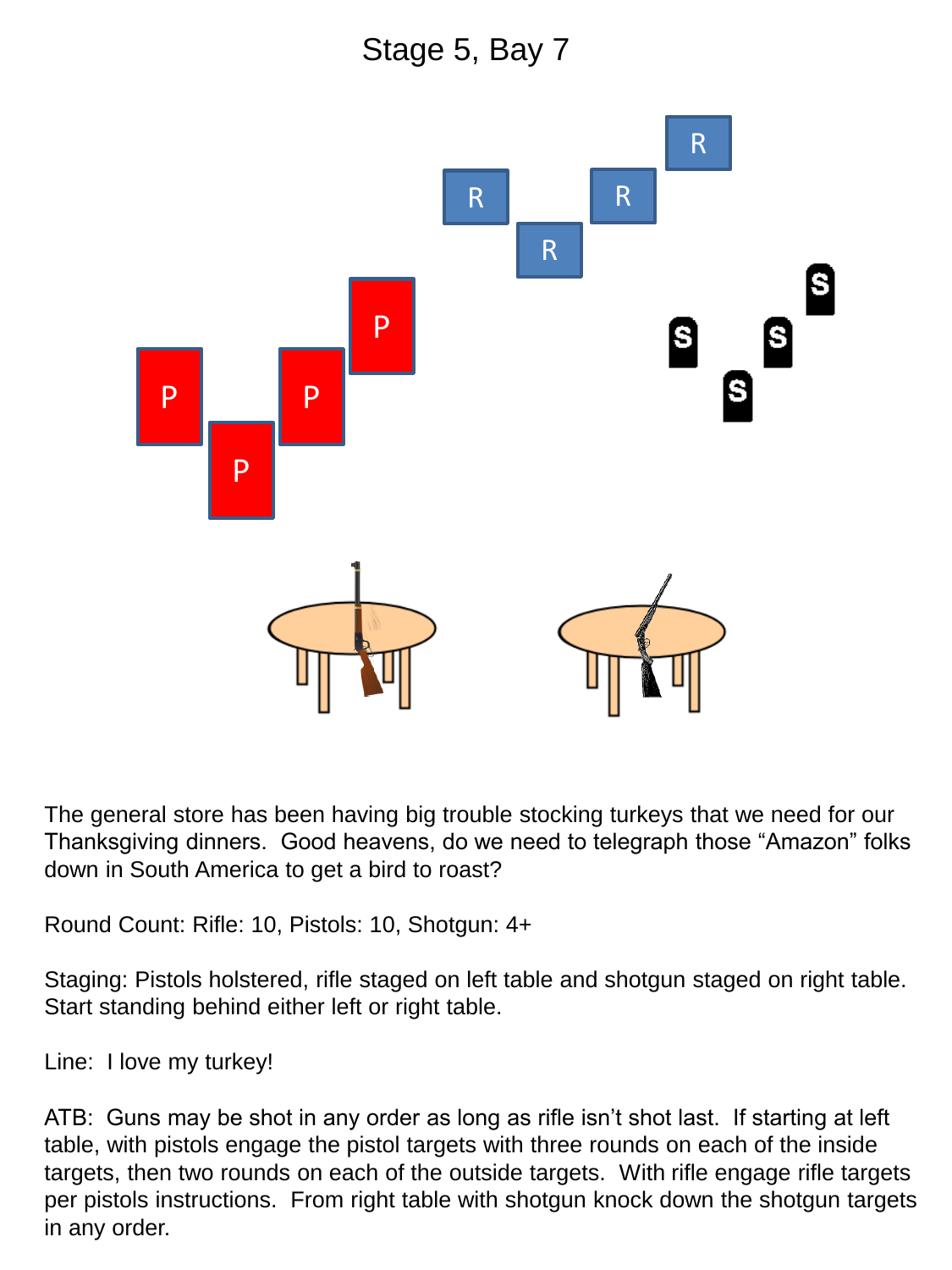# Stage 5, Bay 7

The general store has been having big trouble stocking turkeys that we need for our Thanksgiving dinners. Good heavens, do we need to telegraph those “Amazon” folks down in South America to get a bird to roast?

Round Count: Rifle: 10, Pistols: 10, Shotgun: 4+

Staging: Pistols holstered, rifle staged on left table and shotgun staged on right table. Start standing behind either left or right table.

Line: I love my turkey!

ATB: Guns may be shot in any order as long as rifle isn’t shot last. If starting at left table, with pistols engage the pistol targets with three rounds on each of the inside targets, then two rounds on each of the outside targets. With rifle engage rifle targets per pistols instructions. From right table with shotgun knock down the shotgun targets in any order.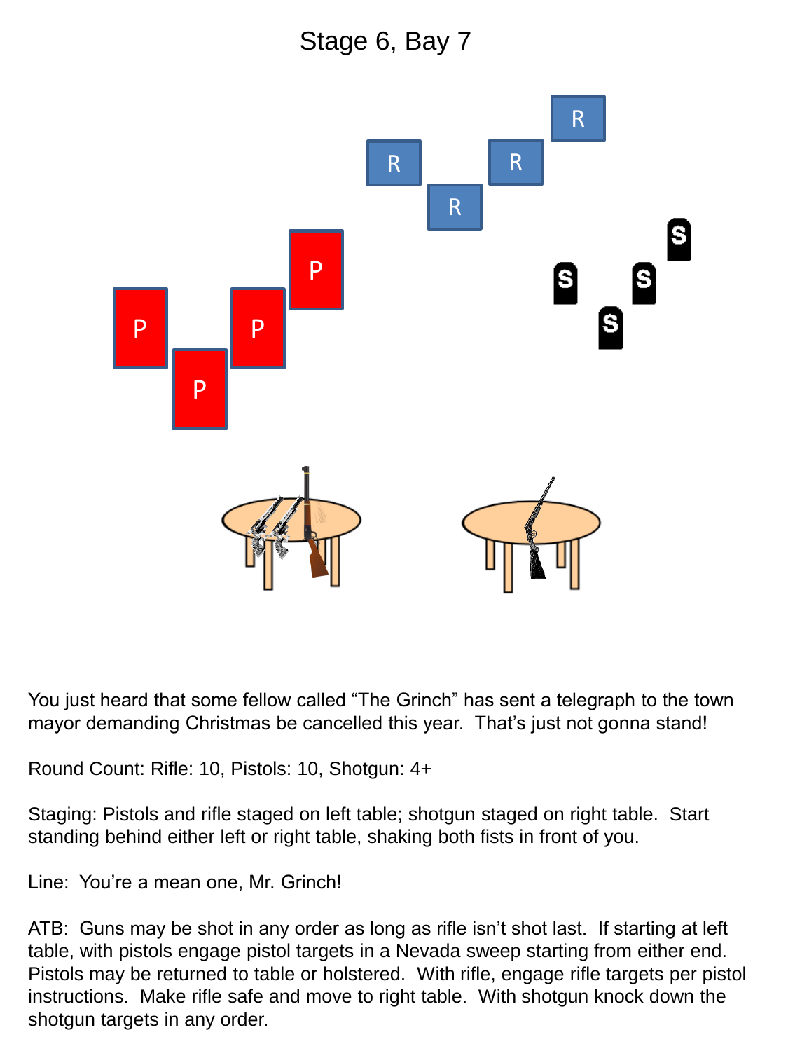# Stage 6, Bay 7

R R R R

P P P P

S S S S

You just heard that some fellow called "The Grinch" has sent a telegraph to the town mayor demanding Christmas be cancelled this year. That's just not gonna stand!

Round Count: Rifle: 10, Pistols: 10, Shotgun: 4+

Staging: Pistols and rifle staged on left table; shotgun staged on right table. Start standing behind either left or right table, shaking both fists in front of you.

Line: You're a mean one, Mr. Grinch!

ATB: Guns may be shot in any order as long as rifle isn't shot last. If starting at left table, with pistols engage pistol targets in a Nevada sweep starting from either end. Pistols may be returned to table or holstered. With rifle, engage rifle targets per pistol instructions. Make rifle safe and move to right table. With shotgun knock down the shotgun targets in any order.